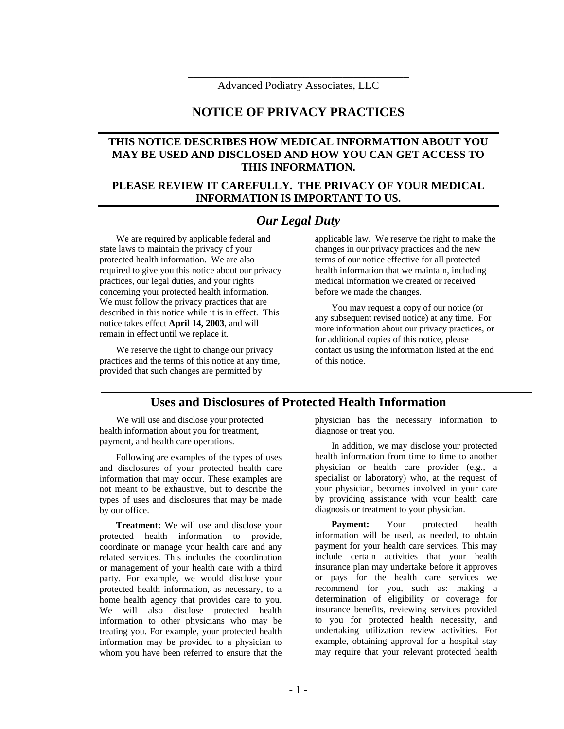Advanced Podiatry Associates, LLC

# NOTICE OF PRIVACY PRACTICES

**THIS NOTICE DESCRIBES HOW MEDICAL INFORMATION ABOUT YOU MAY BE USED AND DISCLOSED AND HOW YOU CAN GET ACCESS TO THIS INFORMATION.**

**PLEASE REVIEW IT CAREFULLY. THE PRIVACY OF YOUR MEDICAL INFORMATION IS IMPORTANT TO US.**

## *Our Legal Duty*

We are required by applicable federal and state laws to maintain the privacy of your protected health information. We are also required to give you this notice about our privacy practices, our legal duties, and your rights concerning your protected health information. We must follow the privacy practices that are described in this notice while it is in effect. This notice takes effect **April 14, 2003**, and will remain in effect until we replace it.

We reserve the right to change our privacy practices and the terms of this notice at any time, provided that such changes are permitted by applicable law. We reserve the right to make the changes in our privacy practices and the new terms of our notice effective for all protected health information that we maintain, including medical information we created or received before we made the changes.

You may request a copy of our notice (or any subsequent revised notice) at any time. For more information about our privacy practices, or for additional copies of this notice, please contact us using the information listed at the end of this notice.

## Uses and Disclosures of Protected Health Information

We will use and disclose your protected health information about you for treatment, payment, and health care operations.

Following are examples of the types of uses and disclosures of your protected health care information that may occur. These examples are not meant to be exhaustive, but to describe the types of uses and disclosures that may be made by our office.

**Treatment:** We will use and disclose your protected health information to provide, coordinate or manage your health care and any related services. This includes the coordination or management of your health care with a third party. For example, we would disclose your protected health information, as necessary, to a home health agency that provides care to you. We will also disclose protected health information to other physicians who may be treating you. For example, your protected health information may be provided to a physician to whom you have been referred to ensure that the physician has the necessary information to diagnose or treat you.

In addition, we may disclose your protected health information from time to time to another physician or health care provider (e.g., a specialist or laboratory) who, at the request of your physician, becomes involved in your care by providing assistance with your health care diagnosis or treatment to your physician.

**Payment:** Your protected health information will be used, as needed, to obtain payment for your health care services. This may include certain activities that your health insurance plan may undertake before it approves or pays for the health care services we recommend for you, such as: making a determination of eligibility or coverage for insurance benefits, reviewing services provided to you for protected health necessity, and undertaking utilization review activities. For example, obtaining approval for a hospital stay may require that your relevant protected health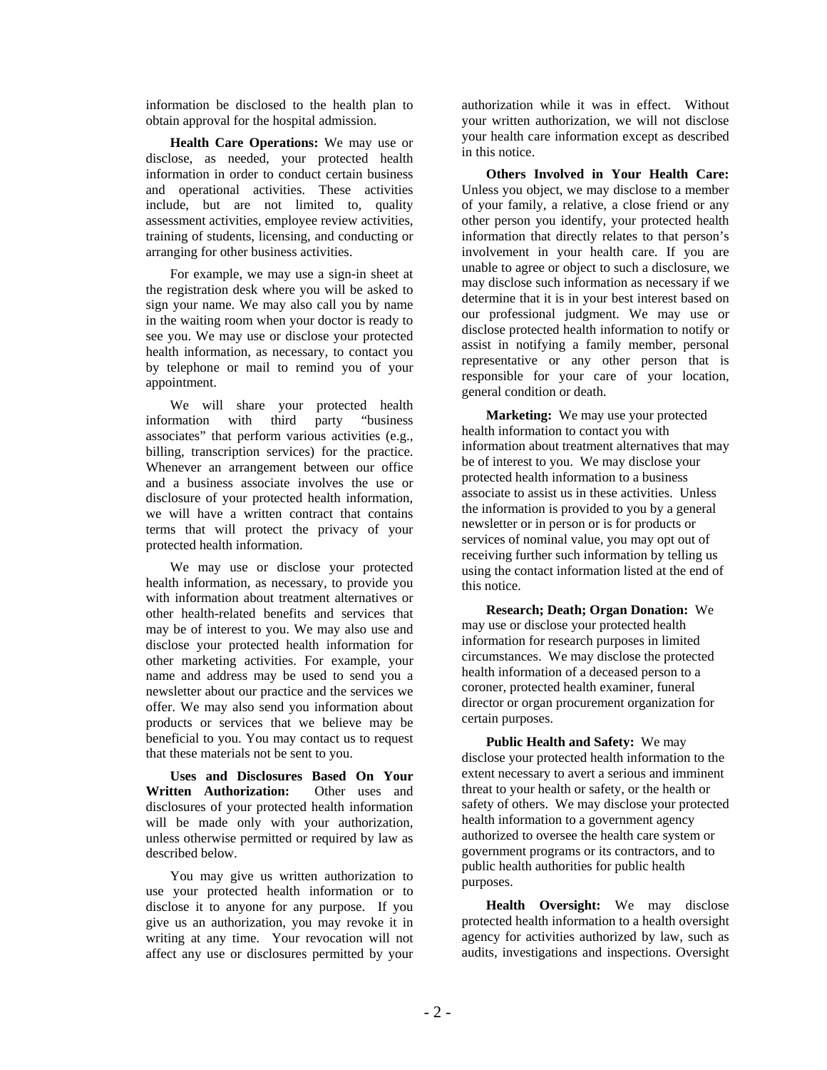information be disclosed to the health plan to obtain approval for the hospital admission.

**Health Care Operations:** We may use or disclose, as needed, your protected health information in order to conduct certain business and operational activities. These activities include, but are not limited to, quality assessment activities, employee review activities, training of students, licensing, and conducting or arranging for other business activities.

For example, we may use a sign-in sheet at the registration desk where you will be asked to sign your name. We may also call you by name in the waiting room when your doctor is ready to see you. We may use or disclose your protected health information, as necessary, to contact you by telephone or mail to remind you of your appointment.

We will share your protected health information with third party "business associates" that perform various activities (e.g., billing, transcription services) for the practice. Whenever an arrangement between our office and a business associate involves the use or disclosure of your protected health information, we will have a written contract that contains terms that will protect the privacy of your protected health information.

We may use or disclose your protected health information, as necessary, to provide you with information about treatment alternatives or other health-related benefits and services that may be of interest to you. We may also use and disclose your protected health information for other marketing activities. For example, your name and address may be used to send you a newsletter about our practice and the services we offer. We may also send you information about products or services that we believe may be beneficial to you. You may contact us to request that these materials not be sent to you.

**Uses and Disclosures Based On Your Written Authorization:** Other uses and disclosures of your protected health information will be made only with your authorization, unless otherwise permitted or required by law as described below.

You may give us written authorization to use your protected health information or to disclose it to anyone for any purpose. If you give us an authorization, you may revoke it in writing at any time. Your revocation will not affect any use or disclosures permitted by your authorization while it was in effect. Without your written authorization, we will not disclose your health care information except as described in this notice.

**Others Involved in Your Health Care:** Unless you object, we may disclose to a member of your family, a relative, a close friend or any other person you identify, your protected health information that directly relates to that person's involvement in your health care. If you are unable to agree or object to such a disclosure, we may disclose such information as necessary if we determine that it is in your best interest based on our professional judgment. We may use or disclose protected health information to notify or assist in notifying a family member, personal representative or any other person that is responsible for your care of your location, general condition or death.

**Marketing:** We may use your protected health information to contact you with information about treatment alternatives that may be of interest to you. We may disclose your protected health information to a business associate to assist us in these activities. Unless the information is provided to you by a general newsletter or in person or is for products or services of nominal value, you may opt out of receiving further such information by telling us using the contact information listed at the end of this notice.

**Research; Death; Organ Donation:** We may use or disclose your protected health information for research purposes in limited circumstances. We may disclose the protected health information of a deceased person to a coroner, protected health examiner, funeral director or organ procurement organization for certain purposes.

**Public Health and Safety:** We may disclose your protected health information to the extent necessary to avert a serious and imminent threat to your health or safety, or the health or safety of others. We may disclose your protected health information to a government agency authorized to oversee the health care system or government programs or its contractors, and to public health authorities for public health purposes.

**Health Oversight:** We may disclose protected health information to a health oversight agency for activities authorized by law, such as audits, investigations and inspections. Oversight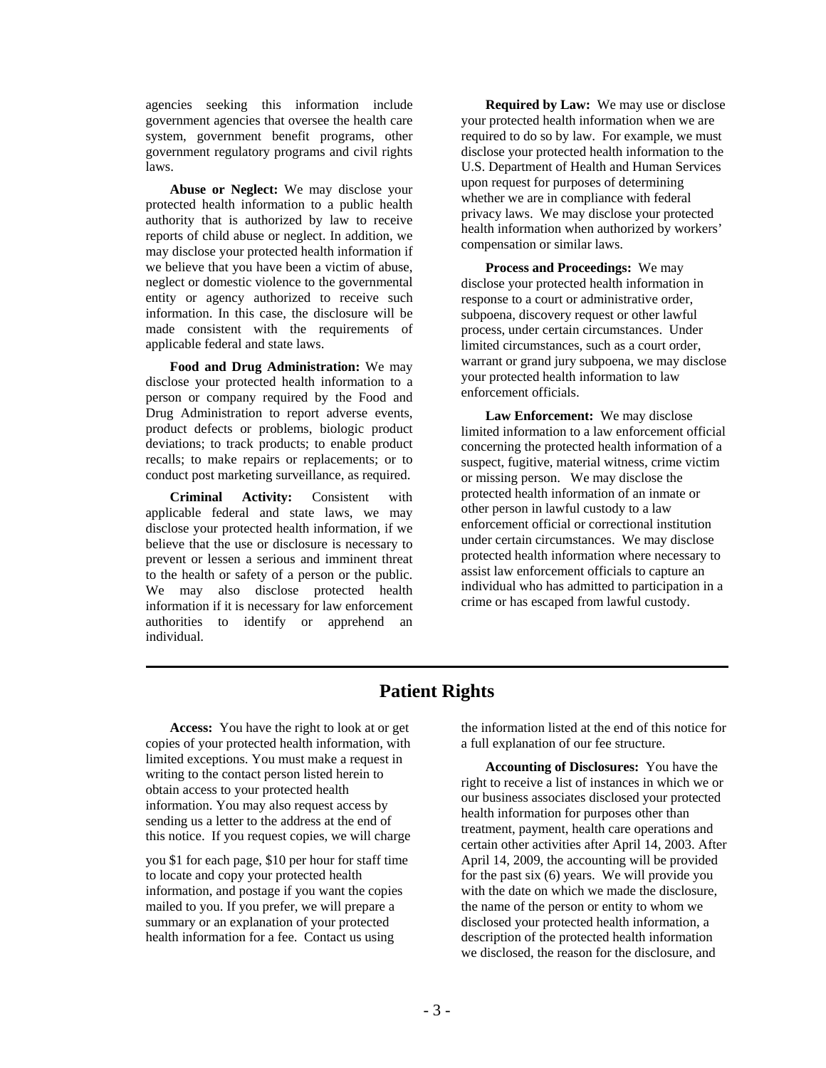agencies seeking this information include government agencies that oversee the health care system, government benefit programs, other government regulatory programs and civil rights laws.

**Abuse or Neglect:** We may disclose your protected health information to a public health authority that is authorized by law to receive reports of child abuse or neglect. In addition, we may disclose your protected health information if we believe that you have been a victim of abuse, neglect or domestic violence to the governmental entity or agency authorized to receive such information. In this case, the disclosure will be made consistent with the requirements of applicable federal and state laws.

**Food and Drug Administration:** We may disclose your protected health information to a person or company required by the Food and Drug Administration to report adverse events, product defects or problems, biologic product deviations; to track products; to enable product recalls; to make repairs or replacements; or to conduct post marketing surveillance, as required.

**Criminal Activity:** Consistent with applicable federal and state laws, we may disclose your protected health information, if we believe that the use or disclosure is necessary to prevent or lessen a serious and imminent threat to the health or safety of a person or the public. We may also disclose protected health information if it is necessary for law enforcement authorities to identify or apprehend an individual.

**Required by Law:** We may use or disclose your protected health information when we are required to do so by law. For example, we must disclose your protected health information to the U.S. Department of Health and Human Services upon request for purposes of determining whether we are in compliance with federal privacy laws. We may disclose your protected health information when authorized by workers' compensation or similar laws.

**Process and Proceedings:** We may disclose your protected health information in response to a court or administrative order, subpoena, discovery request or other lawful process, under certain circumstances. Under limited circumstances, such as a court order, warrant or grand jury subpoena, we may disclose your protected health information to law enforcement officials.

**Law Enforcement:** We may disclose limited information to a law enforcement official concerning the protected health information of a suspect, fugitive, material witness, crime victim or missing person. We may disclose the protected health information of an inmate or other person in lawful custody to a law enforcement official or correctional institution under certain circumstances. We may disclose protected health information where necessary to assist law enforcement officials to capture an individual who has admitted to participation in a crime or has escaped from lawful custody.

## Patient Rights

**Access:** You have the right to look at or get copies of your protected health information, with limited exceptions. You must make a request in writing to the contact person listed herein to obtain access to your protected health information. You may also request access by sending us a letter to the address at the end of this notice. If you request copies, we will charge you $1 for each page, $10 per hour for staff time to locate and copy your protected health information, and postage if you want the copies mailed to you. If you prefer, we will prepare a summary or an explanation of your protected health information for a fee. Contact us using the information listed at the end of this notice for a full explanation of our fee structure.

**Accounting of Disclosures:** You have the right to receive a list of instances in which we or our business associates disclosed your protected health information for purposes other than treatment, payment, health care operations and certain other activities after April 14, 2003. After April 14, 2009, the accounting will be provided for the past six (6) years. We will provide you with the date on which we made the disclosure, the name of the person or entity to whom we disclosed your protected health information, a description of the protected health information we disclosed, the reason for the disclosure, and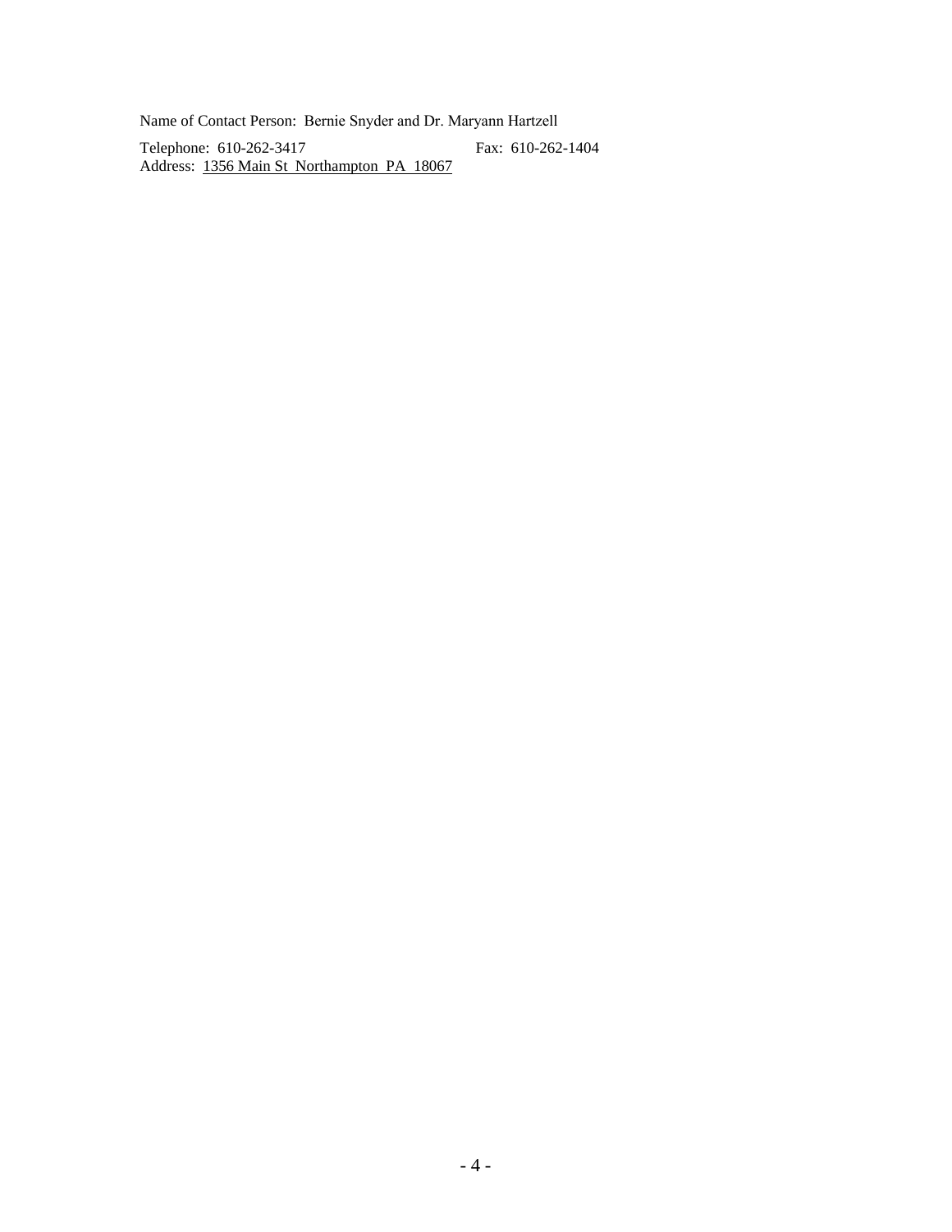Name of Contact Person: Bernie Snyder and Dr. Maryann Hartzell

Telephone: 610-262-3417 Fax: 610-262-1404

Address: 1356 Main St Northampton PA 18067